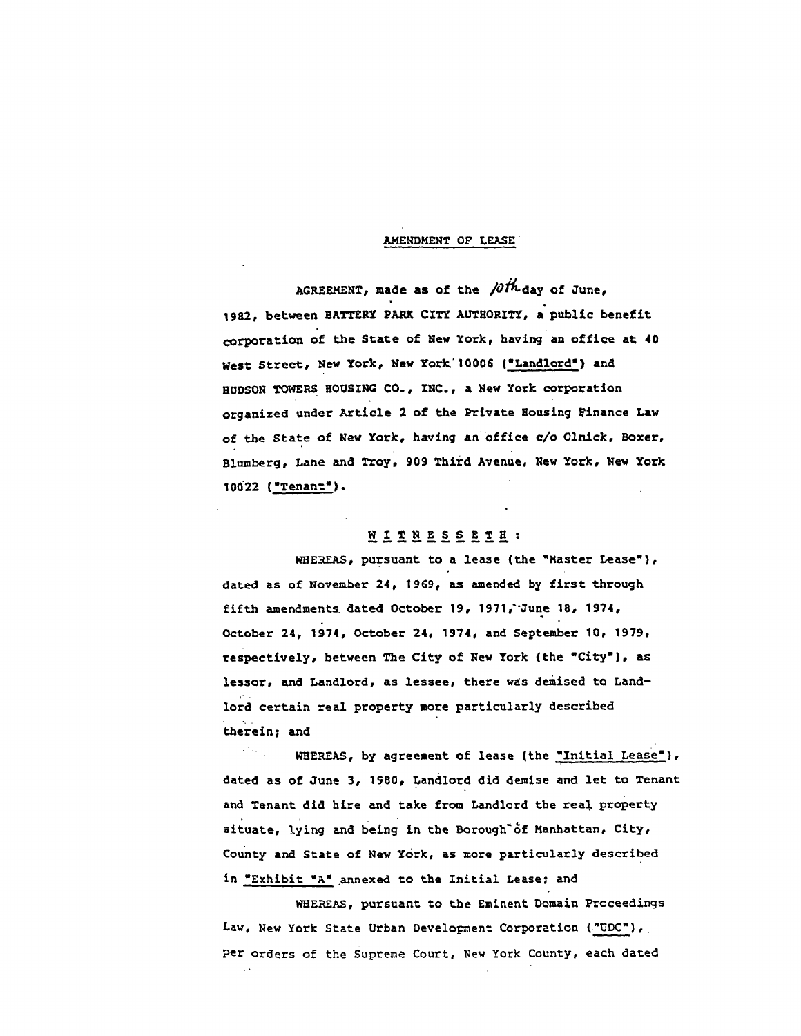AMENDMENT OF LEASE

AGREEMENT, made as of the 10th day of June, 1982, between BATTERY PARK CITY AUTHORITY, a public benefit corporation of the State of New York, having an office at 40 West Street, New York, New York 10006 ("Landlord") and HUDSON TOWERS HOUSING CO., INC., a New York corporation organized under Article 2 of the Private Housing Finance Law of the State of New York, having an office c/o Olnick, Boxer, Blumberg, Lane and Troy, 909 Third Avenue, New York, New York 10022 ("Tenant").

W I T N E S S E T H :

WHEREAS, pursuant to a lease (the "Master Lease"), dated as of November 24, 1969, as amended by first through fifth amendments dated October 19, 1971, June 18, 1974, October 24, 1974, October 24, 1974, and September 10, 1979, respectively, between The City of New York (the "City"), as lessor, and Landlord, as lessee, there was demised to Landlord certain real property more particularly described therein; and

WHEREAS, by agreement of lease (the "Initial Lease"), dated as of June 3, 1980, Landlord did demise and let to Tenant and Tenant did hire and take from Landlord the real property situate, lying and being in the Borough of Manhattan, City, County and State of New York, as more particularly described in "Exhibit "A" annexed to the Initial Lease; and

WHEREAS, pursuant to the Eminent Domain Proceedings Law, New York State Urban Development Corporation ("UDC"), per orders of the Supreme Court, New York County, each dated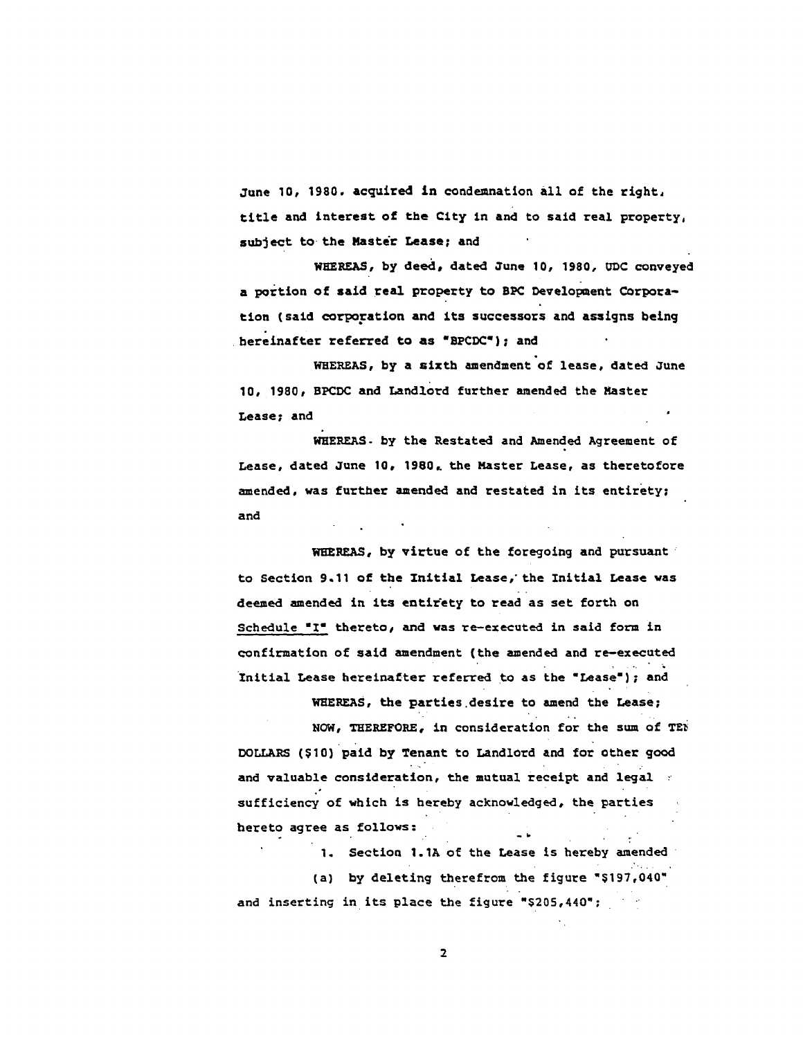June 10, 1980. acquired in condemnation all of the right, title and interest of the City in and to said real property, subject to the Master Lease; and

WHEREAS, by deed, dated June 10, 1980, UDC conveyed a portion of said real property to BPC Development Corporation (said corporation and its successors and assigns being hereinafter referred to as "BPCDC"); and

WHEREAS, by a sixth amendment of lease, dated June 10, 1980, BPCDC and Landlord further amended the Master Lease; and

WHEREAS, by the Restated and Amended Agreement of Lease, dated June 10, 1980, the Master Lease, as theretofore amended, was further amended and restated in its entirety; and

WHEREAS, by virtue of the foregoing and pursuant to Section 9.11 of the Initial Lease, the Initial Lease was deemed amended in its entirety to read as set forth on Schedule "I" thereto, and was re-executed in said form in confirmation of said amendment (the amended and re-executed Initial Lease hereinafter referred to as the "Lease"); and

WHEREAS, the parties desire to amend the Lease;

NOW, THEREFORE, in consideration for the sum of TEN DOLLARS ($10) paid by Tenant to Landlord and for other good and valuable consideration, the mutual receipt and legal sufficiency of which is hereby acknowledged, the parties hereto agree as follows:

1. Section 1.1A of the Lease is hereby amended

(a) by deleting therefrom the figure "$197,040" and inserting in its place the figure "$205,440";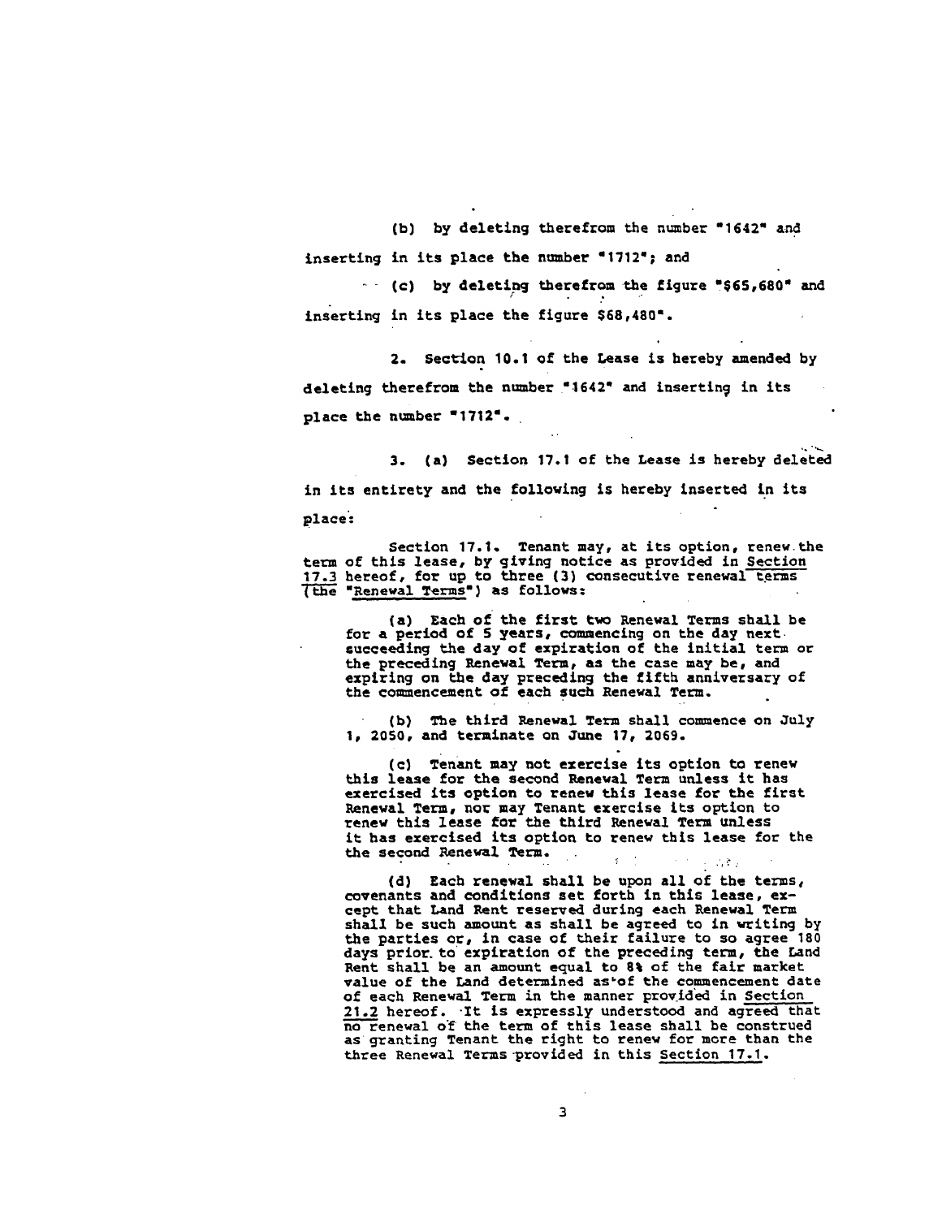(b) by deleting therefrom the number "1642" and inserting in its place the number "1712"; and

(c) by deleting therefrom the figure "$65,680" and inserting in its place the figure $68,480".

2. Section 10.1 of the Lease is hereby amended by deleting therefrom the number "1642" and inserting in its place the number "1712".

3. (a) Section 17.1 of the Lease is hereby deleted in its entirety and the following is hereby inserted in its place:

> Section 17.1. Tenant may, at its option, renew the term of this lease, by giving notice as provided in Section 17.3 hereof, for up to three (3) consecutive renewal terms (the "Renewal Terms") as follows:
>
> (a) Each of the first two Renewal Terms shall be for a period of 5 years, commencing on the day next succeeding the day of expiration of the initial term or the preceding Renewal Term, as the case may be, and expiring on the day preceding the fifth anniversary of the commencement of each such Renewal Term.
>
> (b) The third Renewal Term shall commence on July 1, 2050, and terminate on June 17, 2069.
>
> (c) Tenant may not exercise its option to renew this lease for the second Renewal Term unless it has exercised its option to renew this lease for the first Renewal Term, nor may Tenant exercise its option to renew this lease for the third Renewal Term unless it has exercised its option to renew this lease for the the second Renewal Term.
>
> (d) Each renewal shall be upon all of the terms, covenants and conditions set forth in this lease, except that Land Rent reserved during each Renewal Term shall be such amount as shall be agreed to in writing by the parties or, in case of their failure to so agree 180 days prior to expiration of the preceding term, the Land Rent shall be an amount equal to 8% of the fair market value of the Land determined as of the commencement date of each Renewal Term in the manner provided in Section 21.2 hereof. It is expressly understood and agreed that no renewal of the term of this lease shall be construed as granting Tenant the right to renew for more than the three Renewal Terms provided in this Section 17.1.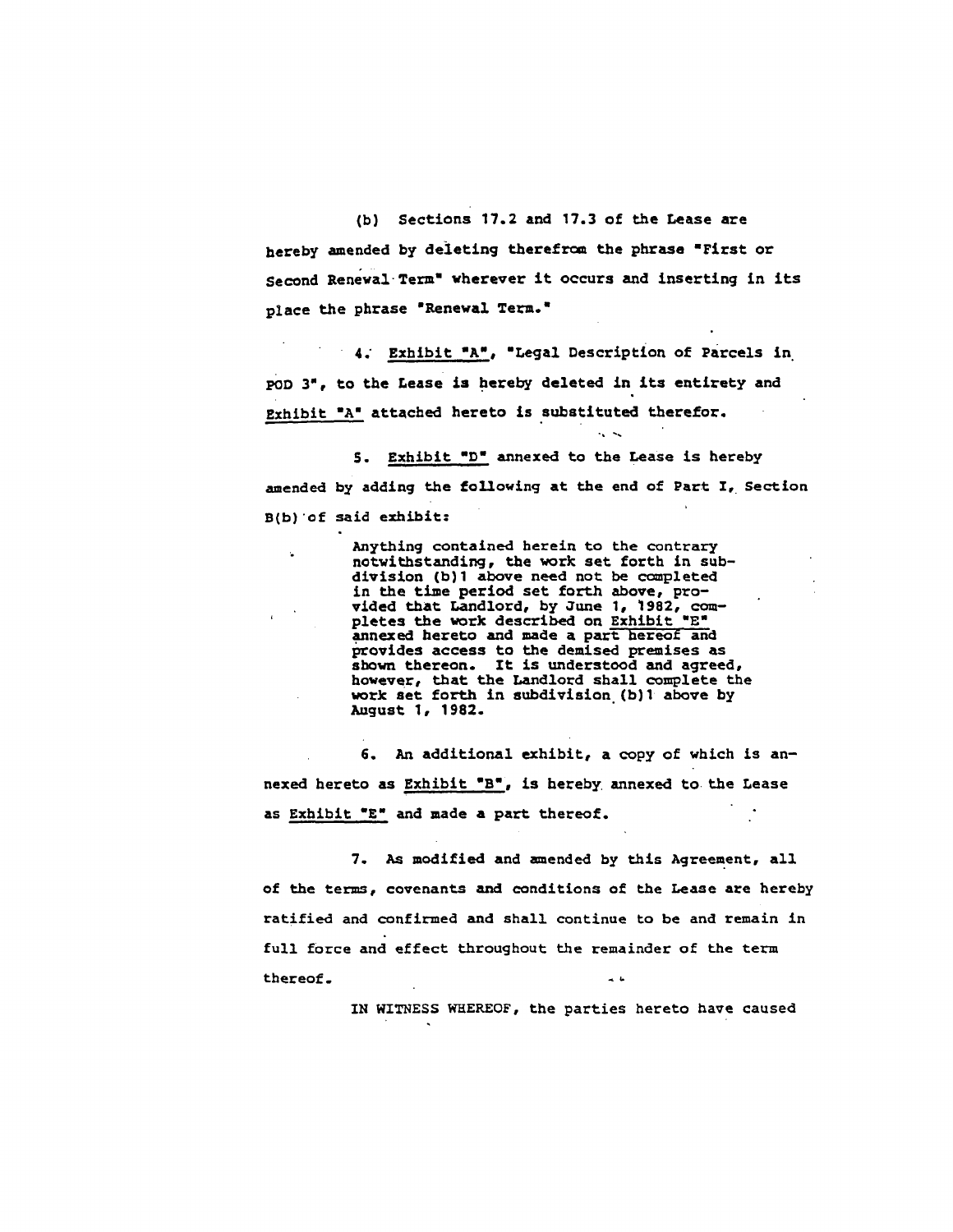(b) Sections 17.2 and 17.3 of the Lease are hereby amended by deleting therefrom the phrase "First or Second Renewal Term" wherever it occurs and inserting in its place the phrase "Renewal Term."

4. Exhibit "A", "Legal Description of Parcels in POD 3", to the Lease is hereby deleted in its entirety and Exhibit "A" attached hereto is substituted therefor.

5. Exhibit "D" annexed to the Lease is hereby amended by adding the following at the end of Part I, Section B(b) of said exhibit:

> Anything contained herein to the contrary notwithstanding, the work set forth in subdivision (b)1 above need not be completed in the time period set forth above, provided that Landlord, by June 1, 1982, completes the work described on Exhibit "E" annexed hereto and made a part hereof and provides access to the demised premises as shown thereon. It is understood and agreed, however, that the Landlord shall complete the work set forth in subdivision (b)1 above by August 1, 1982.

6. An additional exhibit, a copy of which is annexed hereto as Exhibit "B", is hereby annexed to the Lease as Exhibit "E" and made a part thereof.

7. As modified and amended by this Agreement, all of the terms, covenants and conditions of the Lease are hereby ratified and confirmed and shall continue to be and remain in full force and effect throughout the remainder of the term thereof.

IN WITNESS WHEREOF, the parties hereto have caused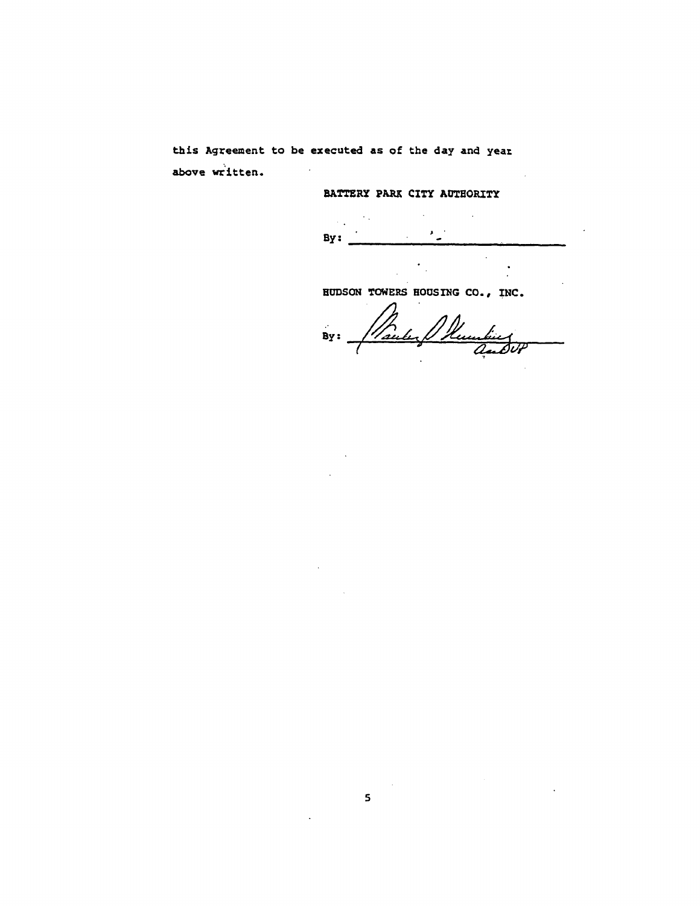this Agreement to be executed as of the day and year above written.

BATTERY PARK CITY AUTHORITY

By: ______________________________

HUDSON TOWERS HOUSING CO., INC.

By: ______________________________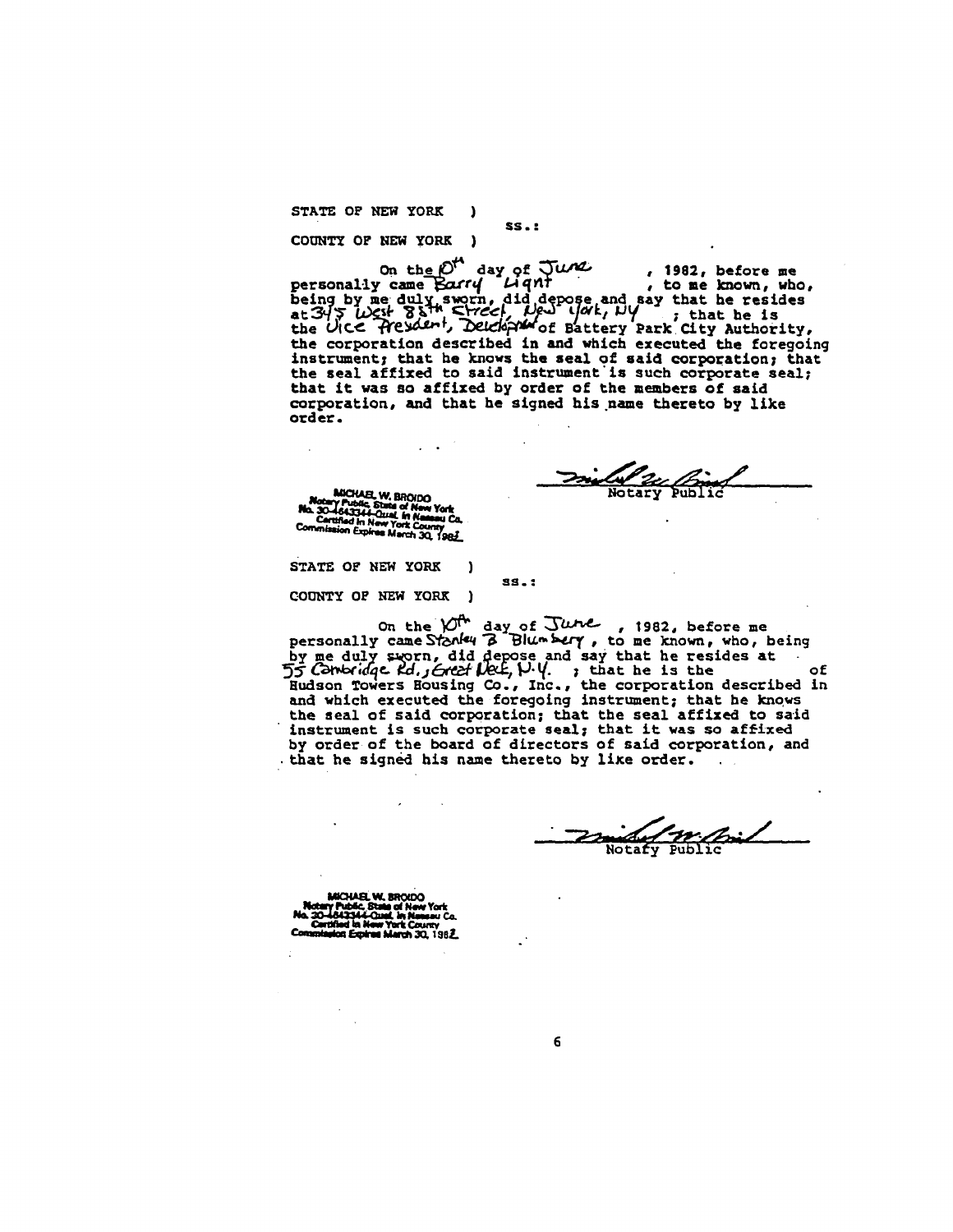STATE OF NEW YORK )
ss.:
COUNTY OF NEW YORK )

On the 10th day of June, 1982, before me personally came Barry Light, to me known, who, being by me duly sworn, did depose and say that he resides at 345 West 88th Street New York, NY; that he is the Vice President, Development of Battery Park City Authority, the corporation described in and which executed the foregoing instrument; that he knows the seal of said corporation; that the seal affixed to said instrument is such corporate seal; that it was so affixed by order of the members of said corporation, and that he signed his name thereto by like order.

Michael W. Broido
Notary Public

MICHAEL W. BROIDO
Notary Public, State of New York
No. 30-4643344-Qual. in Nassau Co.
Certified in New York County
Commission Expires March 30, 1982

STATE OF NEW YORK )
ss.:
COUNTY OF NEW YORK )

On the 10th day of June, 1982, before me personally came Stanley B Blumberg, to me known, who, being by me duly sworn, did depose and say that he resides at 55 Cambridge Rd., Great Neck, N.Y.; that he is the of Hudson Towers Housing Co., Inc., the corporation described in and which executed the foregoing instrument; that he knows the seal of said corporation; that the seal affixed to said instrument is such corporate seal; that it was so affixed by order of the board of directors of said corporation, and that he signed his name thereto by like order.

Michael W. Broido
Notary Public

MICHAEL W. BROIDO
Notary Public, State of New York
No. 30-4643344-Qual. in Nassau Co.
Certified in New York County
Commission Expires March 30, 1982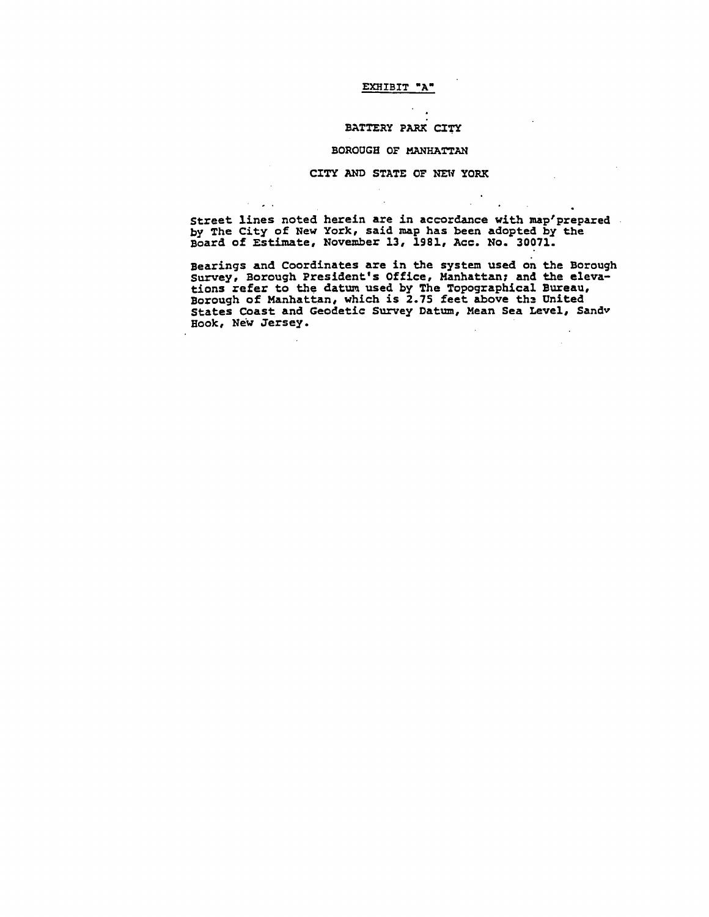EXHIBIT "A"

BATTERY PARK CITY

BOROUGH OF MANHATTAN

CITY AND STATE OF NEW YORK

Street lines noted herein are in accordance with map prepared by The City of New York, said map has been adopted by the Board of Estimate, November 13, 1981, Acc. No. 30071.

Bearings and Coordinates are in the system used on the Borough Survey, Borough President's Office, Manhattan; and the elevations refer to the datum used by The Topographical Bureau, Borough of Manhattan, which is 2.75 feet above the United States Coast and Geodetic Survey Datum, Mean Sea Level, Sandy Hook, New Jersey.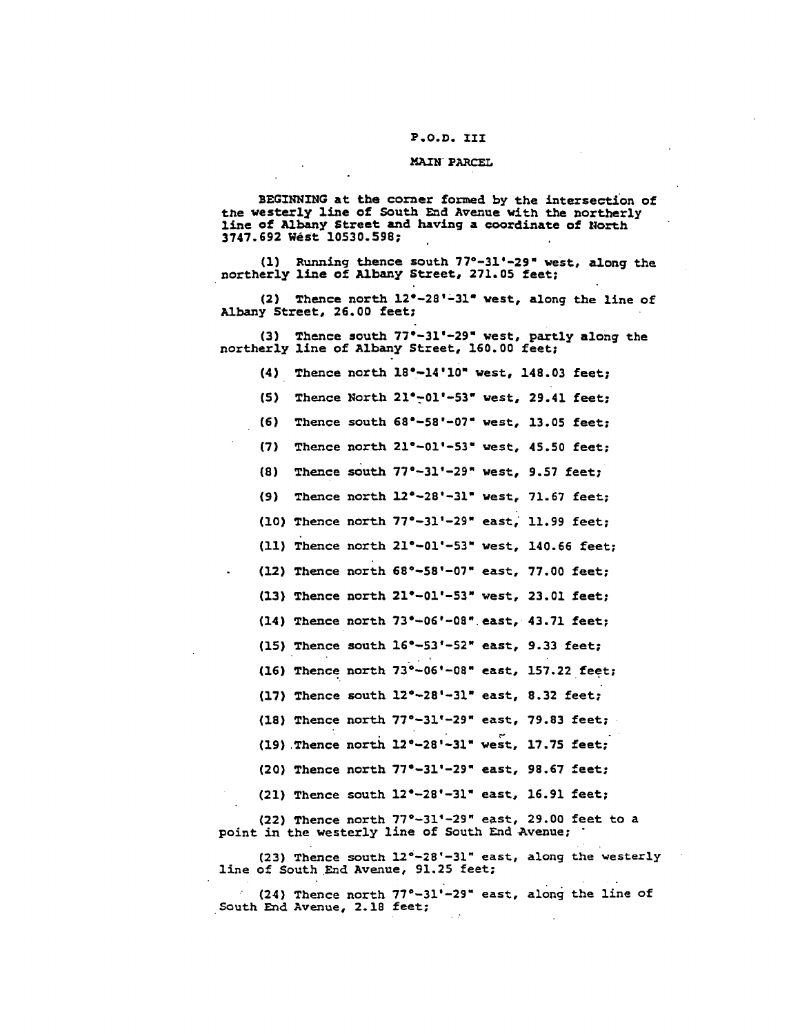P.O.D. III

MAIN PARCEL

BEGINNING at the corner formed by the intersection of the westerly line of South End Avenue with the northerly line of Albany Street and having a coordinate of North 3747.692 West 10530.598;

(1) Running thence south 77°-31'-29" west, along the northerly line of Albany Street, 271.05 feet;

(2) Thence north 12°-28'-31" west, along the line of Albany Street, 26.00 feet;

(3) Thence south 77°-31'-29" west, partly along the northerly line of Albany Street, 160.00 feet;

(4) Thence north 18°-14'10" west, 148.03 feet;

(5) Thence North 21°-01'-53" west, 29.41 feet;

(6) Thence south 68°-58'-07" west, 13.05 feet;

(7) Thence north 21°-01'-53" west, 45.50 feet;

(8) Thence south 77°-31'-29" west, 9.57 feet;

(9) Thence north 12°-28'-31" west, 71.67 feet;

(10) Thence north 77°-31'-29" east, 11.99 feet;

(11) Thence north 21°-01'-53" west, 140.66 feet;

(12) Thence north 68°-58'-07" east, 77.00 feet;

(13) Thence north 21°-01'-53" west, 23.01 feet;

(14) Thence north 73°-06'-08" east, 43.71 feet;

(15) Thence south 16°-53'-52" east, 9.33 feet;

(16) Thence north 73°-06'-08" east, 157.22 feet;

(17) Thence south 12°-28'-31" east, 8.32 feet;

(18) Thence north 77°-31'-29" east, 79.83 feet;

(19) Thence north 12°-28'-31" west, 17.75 feet;

(20) Thence north 77°-31'-29" east, 98.67 feet;

(21) Thence south 12°-28'-31" east, 16.91 feet;

(22) Thence north 77°-31'-29" east, 29.00 feet to a point in the westerly line of South End Avenue;

(23) Thence south 12°-28'-31" east, along the westerly line of South End Avenue, 91.25 feet;

(24) Thence north 77°-31'-29" east, along the line of South End Avenue, 2.18 feet;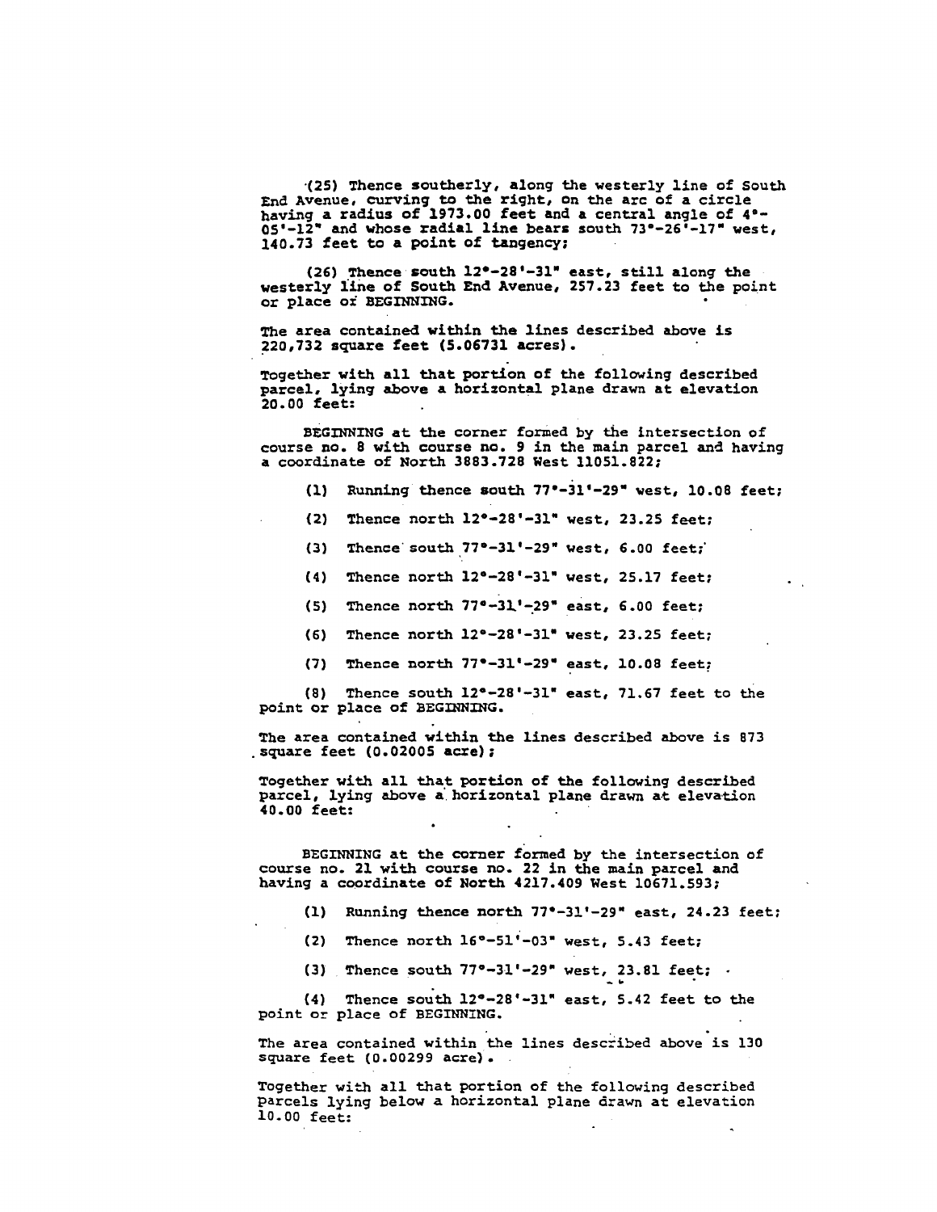(25) Thence southerly, along the westerly line of South End Avenue, curving to the right, on the arc of a circle having a radius of 1973.00 feet and a central angle of 4°-05'-12" and whose radial line bears south 73°-26'-17" west, 140.73 feet to a point of tangency;

(26) Thence south 12°-28'-31" east, still along the westerly line of South End Avenue, 257.23 feet to the point or place of BEGINNING.

The area contained within the lines described above is 220,732 square feet (5.06731 acres).

Together with all that portion of the following described parcel, lying above a horizontal plane drawn at elevation 20.00 feet:

BEGINNING at the corner formed by the intersection of course no. 8 with course no. 9 in the main parcel and having a coordinate of North 3883.728 West 11051.822;

(1) Running thence south 77°-31'-29" west, 10.08 feet;

(2) Thence north 12°-28'-31" west, 23.25 feet;

(3) Thence south 77°-31'-29" west, 6.00 feet;

(4) Thence north 12°-28'-31" west, 25.17 feet;

(5) Thence north 77°-31'-29" east, 6.00 feet;

(6) Thence north 12°-28'-31" west, 23.25 feet;

(7) Thence north 77°-31'-29" east, 10.08 feet;

(8) Thence south 12°-28'-31" east, 71.67 feet to the point or place of BEGINNING.

The area contained within the lines described above is 873 square feet (0.02005 acre);

Together with all that portion of the following described parcel, lying above a horizontal plane drawn at elevation 40.00 feet:

BEGINNING at the corner formed by the intersection of course no. 21 with course no. 22 in the main parcel and having a coordinate of North 4217.409 West 10671.593;

(1) Running thence north 77°-31'-29" east, 24.23 feet;

(2) Thence north 16°-51'-03" west, 5.43 feet;

(3) Thence south 77°-31'-29" west, 23.81 feet;

(4) Thence south 12°-28'-31" east, 5.42 feet to the point or place of BEGINNING.

The area contained within the lines described above is 130 square feet (0.00299 acre).

Together with all that portion of the following described parcels lying below a horizontal plane drawn at elevation 10.00 feet: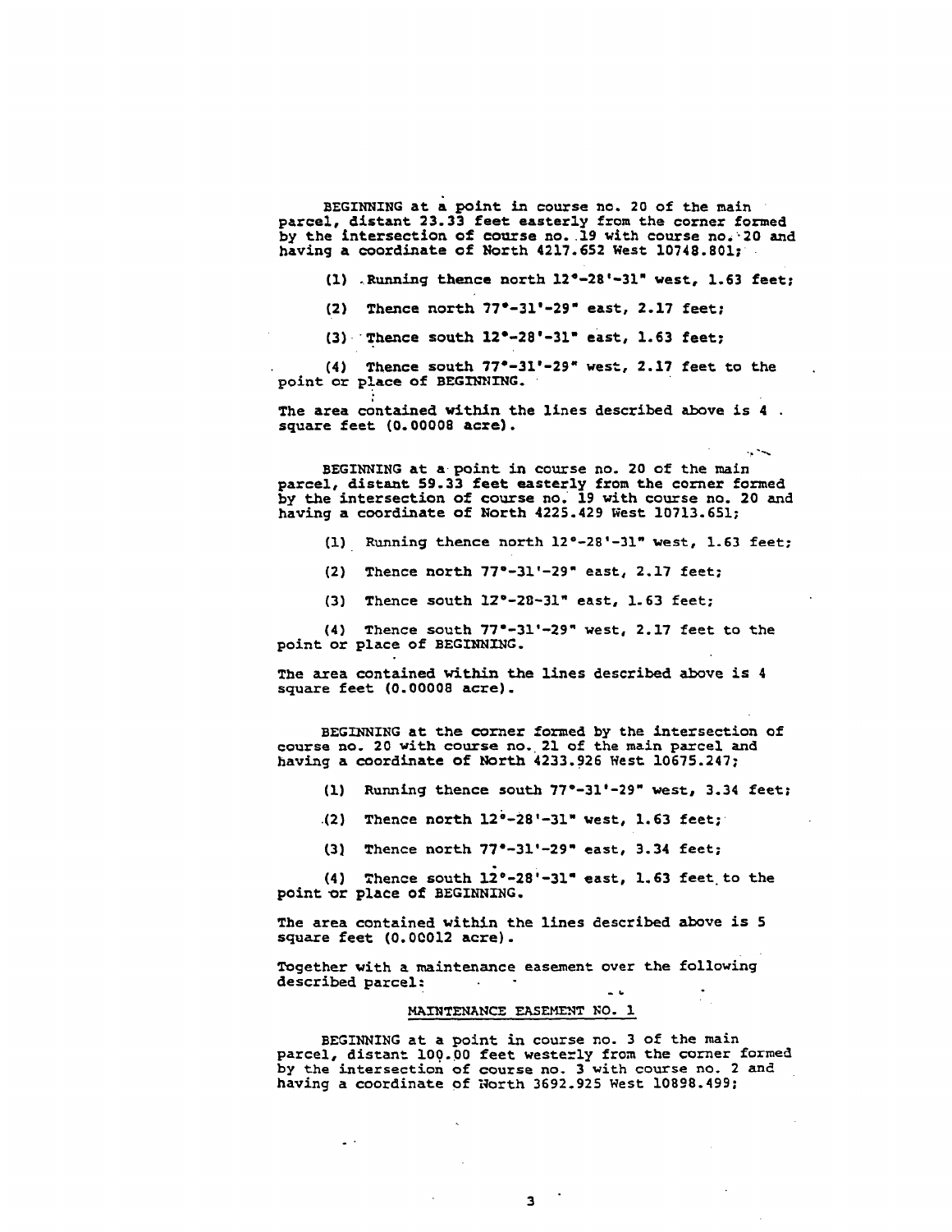BEGINNING at a point in course no. 20 of the main parcel, distant 23.33 feet easterly from the corner formed by the intersection of course no. 19 with course no. 20 and having a coordinate of North 4217.652 West 10748.801;

(1) Running thence north 12°-28'-31" west, 1.63 feet;

(2) Thence north 77°-31'-29" east, 2.17 feet;

(3) Thence south 12°-28'-31" east, 1.63 feet;

(4) Thence south 77°-31'-29" west, 2.17 feet to the point or place of BEGINNING.

The area contained within the lines described above is 4 square feet (0.00008 acre).

BEGINNING at a point in course no. 20 of the main parcel, distant 59.33 feet easterly from the corner formed by the intersection of course no. 19 with course no. 20 and having a coordinate of North 4225.429 West 10713.651;

(1) Running thence north 12°-28'-31" west, 1.63 feet;

(2) Thence north 77°-31'-29" east, 2.17 feet;

(3) Thence south 12°-28-31" east, 1.63 feet;

(4) Thence south 77°-31'-29" west, 2.17 feet to the point or place of BEGINNING.

The area contained within the lines described above is 4 square feet (0.00008 acre).

BEGINNING at the corner formed by the intersection of course no. 20 with course no. 21 of the main parcel and having a coordinate of North 4233.926 West 10675.247;

(1) Running thence south 77°-31'-29" west, 3.34 feet;

(2) Thence north 12°-28'-31" west, 1.63 feet;

(3) Thence north 77°-31'-29" east, 3.34 feet;

(4) Thence south 12°-28'-31" east, 1.63 feet to the point or place of BEGINNING.

The area contained within the lines described above is 5 square feet (0.00012 acre).

Together with a maintenance easement over the following described parcel:

MAINTENANCE EASEMENT NO. 1

BEGINNING at a point in course no. 3 of the main parcel, distant 100.00 feet westerly from the corner formed by the intersection of course no. 3 with course no. 2 and having a coordinate of North 3692.925 West 10898.499;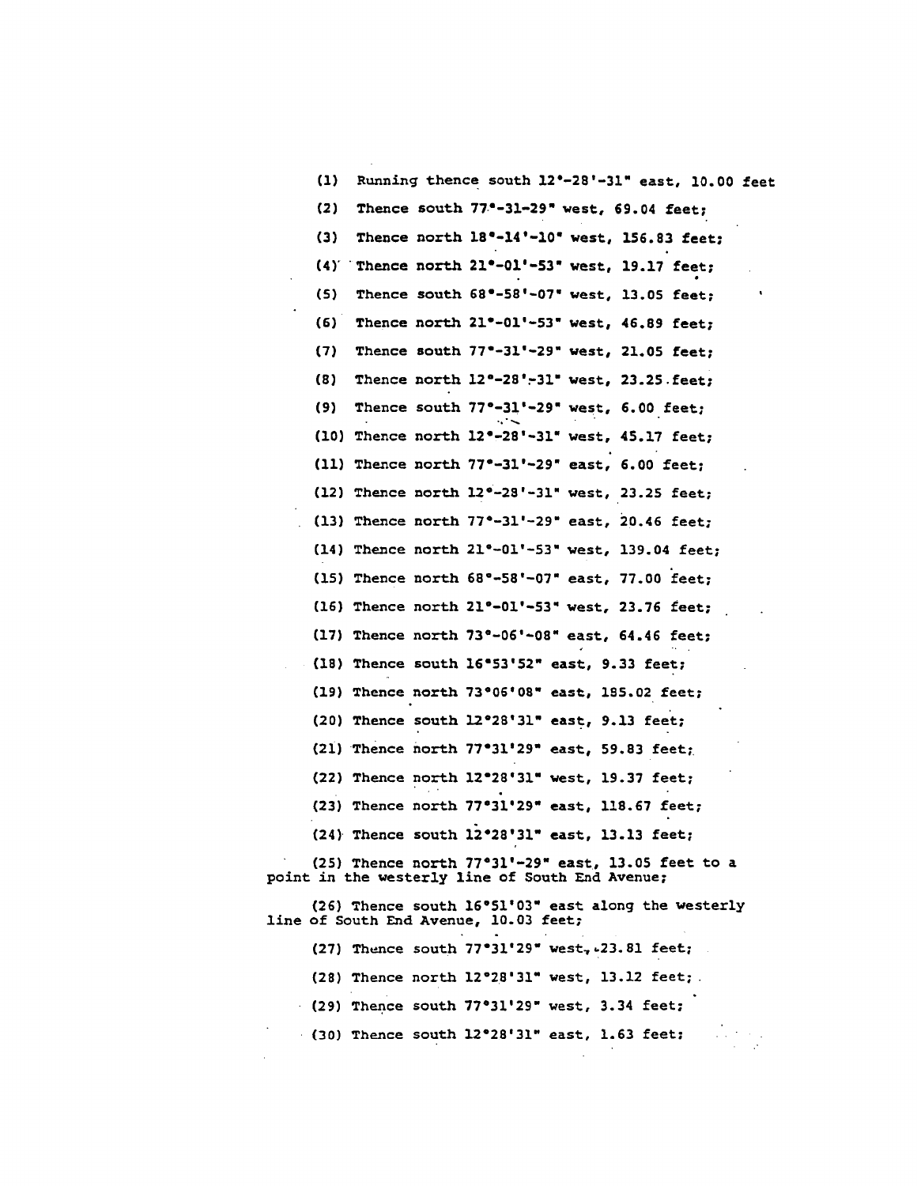(1) Running thence south 12°-28'-31" east, 10.00 feet

(2) Thence south 77°-31-29" west, 69.04 feet;

(3) Thence north 18°-14'-10" west, 156.83 feet;

(4) Thence north 21°-01'-53" west, 19.17 feet;

(5) Thence south 68°-58'-07" west, 13.05 feet;

(6) Thence north 21°-01'-53" west, 46.89 feet;

(7) Thence south 77°-31'-29" west, 21.05 feet;

(8) Thence north 12°-28'-31" west, 23.25 feet;

(9) Thence south 77°-31'-29" west, 6.00 feet;

(10) Thence north 12°-28'-31" west, 45.17 feet;

(11) Thence north 77°-31'-29" east, 6.00 feet;

(12) Thence north 12°-28'-31" west, 23.25 feet;

(13) Thence north 77°-31'-29" east, 20.46 feet;

(14) Thence north 21°-01'-53" west, 139.04 feet;

(15) Thence north 68°-58'-07" east, 77.00 feet;

(16) Thence north 21°-01'-53" west, 23.76 feet;

(17) Thence north 73°-06'-08" east, 64.46 feet;

(18) Thence south 16°53'52" east, 9.33 feet;

(19) Thence north 73°06'08" east, 185.02 feet;

(20) Thence south 12°28'31" east, 9.13 feet;

(21) Thence north 77°31'29" east, 59.83 feet;

(22) Thence north 12°28'31" west, 19.37 feet;

(23) Thence north 77°31'29" east, 118.67 feet;

(24) Thence south 12°28'31" east, 13.13 feet;

(25) Thence north 77°31'-29" east, 13.05 feet to a point in the westerly line of South End Avenue;

(26) Thence south 16°51'03" east along the westerly line of South End Avenue, 10.03 feet;

(27) Thence south 77°31'29" west, 23.81 feet;

(28) Thence north 12°28'31" west, 13.12 feet;

(29) Thence south 77°31'29" west, 3.34 feet;

(30) Thence south 12°28'31" east, 1.63 feet;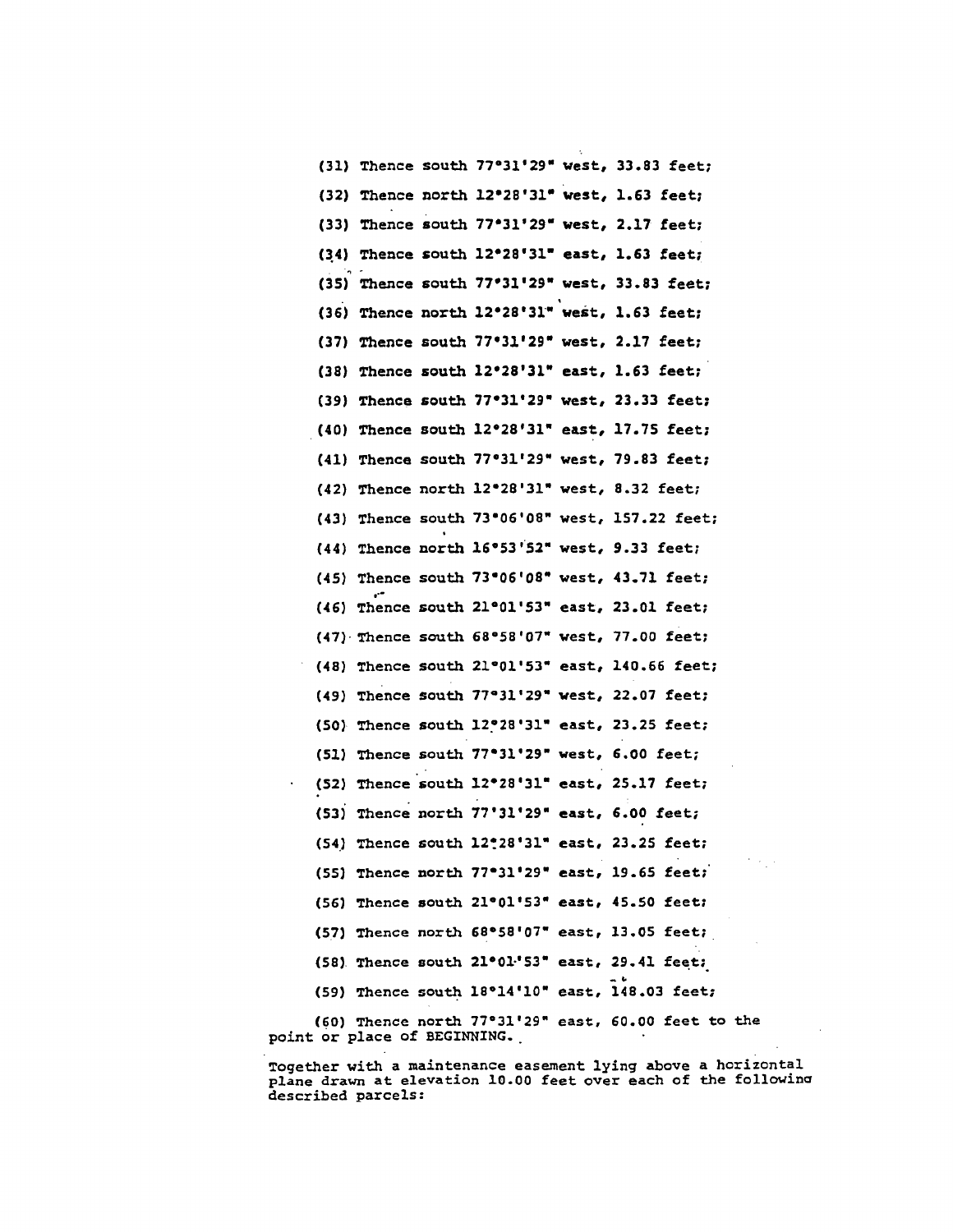(31) Thence south 77°31'29" west, 33.83 feet;

(32) Thence north 12°28'31" west, 1.63 feet;

(33) Thence south 77°31'29" west, 2.17 feet;

(34) Thence south 12°28'31" east, 1.63 feet;

(35) Thence south 77°31'29" west, 33.83 feet;

(36) Thence north 12°28'31" west, 1.63 feet;

(37) Thence south 77°31'29" west, 2.17 feet;

(38) Thence south 12°28'31" east, 1.63 feet;

(39) Thence south 77°31'29" west, 23.33 feet;

(40) Thence south 12°28'31" east, 17.75 feet;

(41) Thence south 77°31'29" west, 79.83 feet;

(42) Thence north 12°28'31" west, 8.32 feet;

(43) Thence south 73°06'08" west, 157.22 feet;

(44) Thence north 16°53'52" west, 9.33 feet;

(45) Thence south 73°06'08" west, 43.71 feet;

(46) Thence south 21°01'53" east, 23.01 feet;

(47) Thence south 68°58'07" west, 77.00 feet;

(48) Thence south 21°01'53" east, 140.66 feet;

(49) Thence south 77°31'29" west, 22.07 feet;

(50) Thence south 12°28'31" east, 23.25 feet;

(51) Thence south 77°31'29" west, 6.00 feet;

(52) Thence south 12°28'31" east, 25.17 feet;

(53) Thence north 77°31'29" east, 6.00 feet;

(54) Thence south 12°28'31" east, 23.25 feet;

(55) Thence north 77°31'29" east, 19.65 feet;

(56) Thence south 21°01'53" east, 45.50 feet;

(57) Thence north 68°58'07" east, 13.05 feet;

(58) Thence south 21°01'53" east, 29.41 feet;

(59) Thence south 18°14'10" east, 148.03 feet;

(60) Thence north 77°31'29" east, 60.00 feet to the point or place of BEGINNING.

Together with a maintenance easement lying above a horizontal plane drawn at elevation 10.00 feet over each of the following described parcels: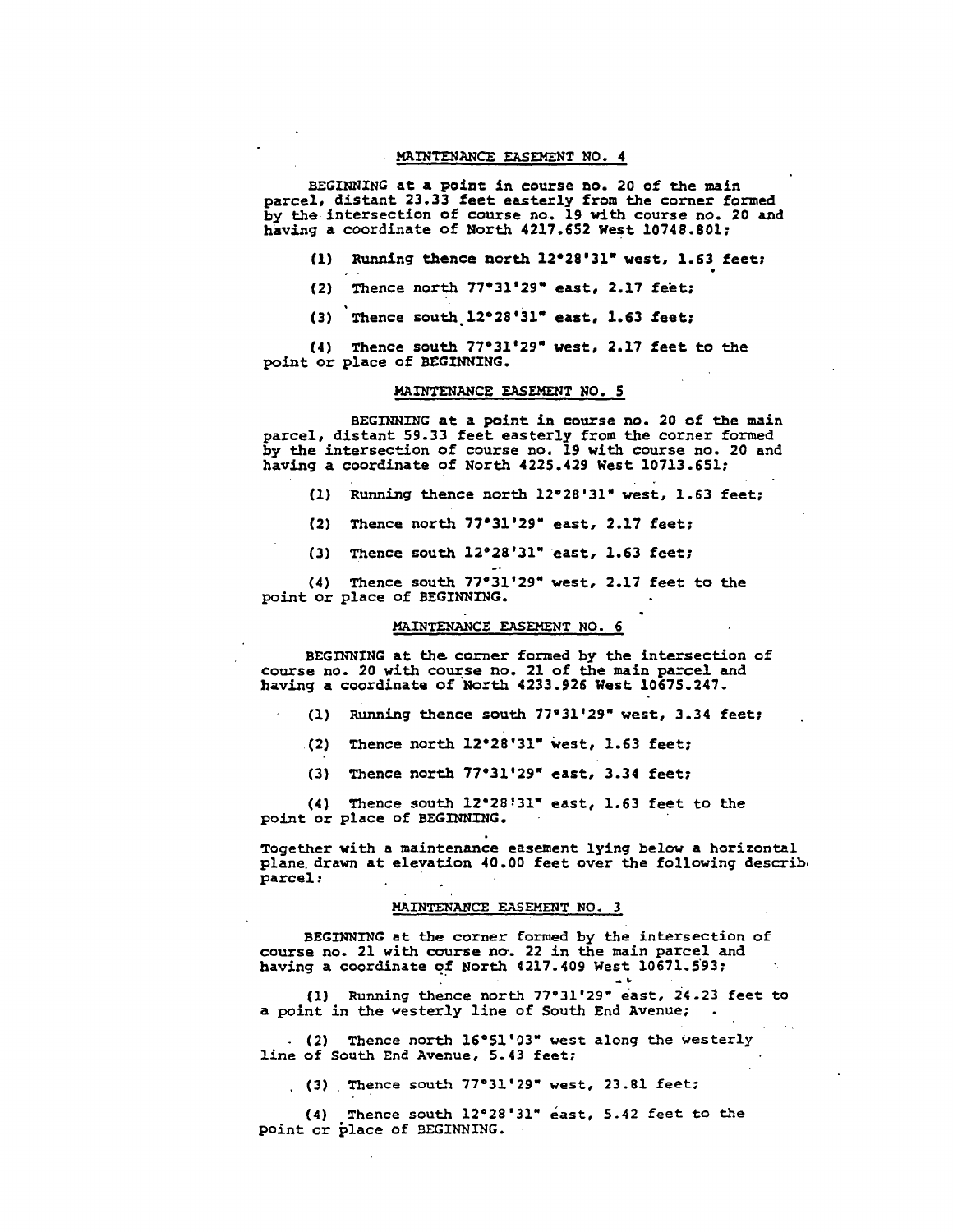## MAINTENANCE EASEMENT NO. 4

BEGINNING at a point in course no. 20 of the main parcel, distant 23.33 feet easterly from the corner formed by the intersection of course no. 19 with course no. 20 and having a coordinate of North 4217.652 West 10748.801;

(1) Running thence north 12°28'31" west, 1.63 feet;

(2) Thence north 77°31'29" east, 2.17 feet;

(3) Thence south 12°28'31" east, 1.63 feet;

(4) Thence south 77°31'29" west, 2.17 feet to the point or place of BEGINNING.

## MAINTENANCE EASEMENT NO. 5

BEGINNING at a point in course no. 20 of the main parcel, distant 59.33 feet easterly from the corner formed by the intersection of course no. 19 with course no. 20 and having a coordinate of North 4225.429 West 10713.651;

(1) Running thence north 12°28'31" west, 1.63 feet;

(2) Thence north 77°31'29" east, 2.17 feet;

(3) Thence south 12°28'31" east, 1.63 feet;

(4) Thence south 77°31'29" west, 2.17 feet to the point or place of BEGINNING.

## MAINTENANCE EASEMENT NO. 6

BEGINNING at the corner formed by the intersection of course no. 20 with course no. 21 of the main parcel and having a coordinate of North 4233.926 West 10675.247.

(1) Running thence south 77°31'29" west, 3.34 feet;

(2) Thence north 12°28'31" west, 1.63 feet;

(3) Thence north 77°31'29" east, 3.34 feet;

(4) Thence south 12°28'31" east, 1.63 feet to the point or place of BEGINNING.

Together with a maintenance easement lying below a horizontal plane drawn at elevation 40.00 feet over the following describ parcel:

## MAINTENANCE EASEMENT NO. 3

BEGINNING at the corner formed by the intersection of course no. 21 with course no. 22 in the main parcel and having a coordinate of North 4217.409 West 10671.593;

(1) Running thence north 77°31'29" east, 24.23 feet to a point in the westerly line of South End Avenue;

(2) Thence north 16°51'03" west along the westerly line of South End Avenue, 5.43 feet;

(3) Thence south 77°31'29" west, 23.81 feet;

(4) Thence south 12°28'31" east, 5.42 feet to the point or place of BEGINNING.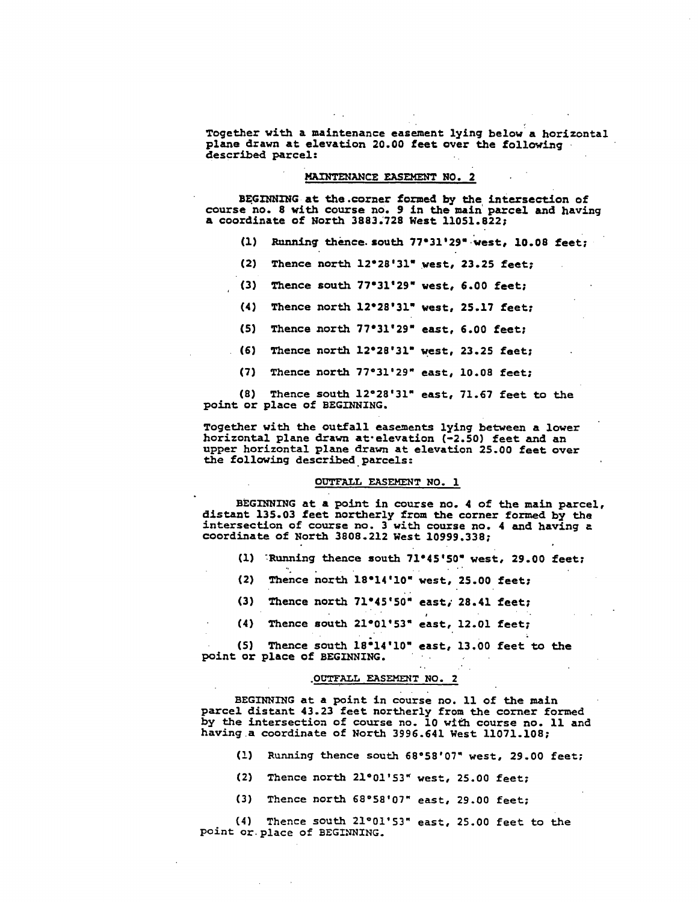Together with a maintenance easement lying below a horizontal plane drawn at elevation 20.00 feet over the following described parcel:

MAINTENANCE EASEMENT NO. 2

BEGINNING at the corner formed by the intersection of course no. 8 with course no. 9 in the main parcel and having a coordinate of North 3883.728 West 11051.822;

(1) Running thence south 77°31'29" west, 10.08 feet;

(2) Thence north 12°28'31" west, 23.25 feet;

(3) Thence south 77°31'29" west, 6.00 feet;

(4) Thence north 12°28'31" west, 25.17 feet;

(5) Thence north 77°31'29" east, 6.00 feet;

(6) Thence north 12°28'31" west, 23.25 feet;

(7) Thence north 77°31'29" east, 10.08 feet;

(8) Thence south 12°28'31" east, 71.67 feet to the point or place of BEGINNING.

Together with the outfall easements lying between a lower horizontal plane drawn at elevation (-2.50) feet and an upper horizontal plane drawn at elevation 25.00 feet over the following described parcels:

OUTFALL EASEMENT NO. 1

BEGINNING at a point in course no. 4 of the main parcel, distant 135.03 feet northerly from the corner formed by the intersection of course no. 3 with course no. 4 and having a coordinate of North 3808.212 West 10999.338;

(1) Running thence south 71°45'50" west, 29.00 feet;

(2) Thence north 18°14'10" west, 25.00 feet;

(3) Thence north 71°45'50" east, 28.41 feet;

(4) Thence south 21°01'53" east, 12.01 feet;

(5) Thence south 18°14'10" east, 13.00 feet to the point or place of BEGINNING.

OUTFALL EASEMENT NO. 2

BEGINNING at a point in course no. 11 of the main parcel distant 43.23 feet northerly from the corner formed by the intersection of course no. 10 with course no. 11 and having a coordinate of North 3996.641 West 11071.108;

(1) Running thence south 68°58'07" west, 29.00 feet;

(2) Thence north 21°01'53" west, 25.00 feet;

(3) Thence north 68°58'07" east, 29.00 feet;

(4) Thence south 21°01'53" east, 25.00 feet to the point or place of BEGINNING.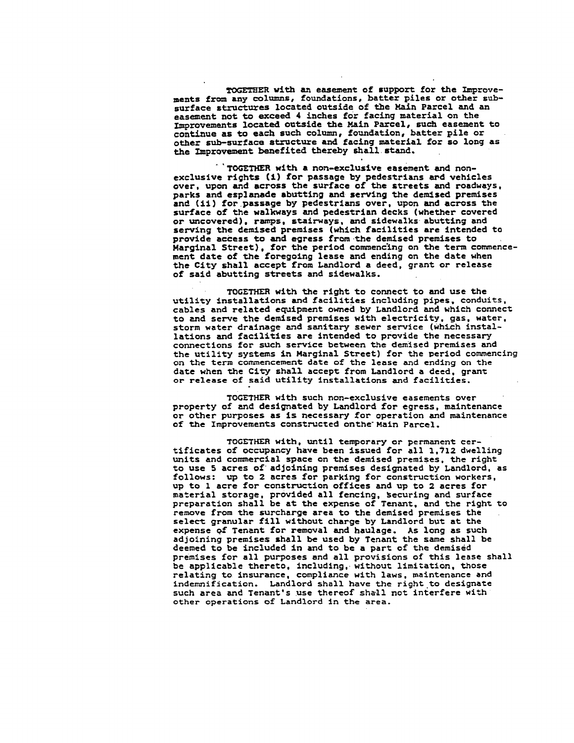TOGETHER with an easement of support for the Improvements from any columns, foundations, batter piles or other subsurface structures located outside of the Main Parcel and an easement not to exceed 4 inches for facing material on the Improvements located outside the Main Parcel, such easement to continue as to each such column, foundation, batter pile or other sub-surface structure and facing material for so long as the Improvement benefited thereby shall stand.

TOGETHER with a non-exclusive easement and non-exclusive rights (i) for passage by pedestrians and vehicles over, upon and across the surface of the streets and roadways, parks and esplanade abutting and serving the demised premises and (ii) for passage by pedestrians over, upon and across the surface of the walkways and pedestrian decks (whether covered or uncovered), ramps, stairways, and sidewalks abutting and serving the demised premises (which facilities are intended to provide access to and egress from the demised premises to Marginal Street), for the period commencing on the term commencement date of the foregoing lease and ending on the date when the City shall accept from Landlord a deed, grant or release of said abutting streets and sidewalks.

TOGETHER with the right to connect to and use the utility installations and facilities including pipes, conduits, cables and related equipment owned by Landlord and which connect to and serve the demised premises with electricity, gas, water, storm water drainage and sanitary sewer service (which installations and facilities are intended to provide the necessary connections for such service between the demised premises and the utility systems in Marginal Street) for the period commencing on the term commencement date of the lease and ending on the date when the City shall accept from Landlord a deed, grant or release of said utility installations and facilities.

TOGETHER with such non-exclusive easements over property of and designated by Landlord for egress, maintenance or other purposes as is necessary for operation and maintenance of the Improvements constructed onthe Main Parcel.

TOGETHER with, until temporary or permanent certificates of occupancy have been issued for all 1,712 dwelling units and commercial space on the demised premises, the right to use 5 acres of adjoining premises designated by Landlord, as follows: up to 2 acres for parking for construction workers, up to 1 acre for construction offices and up to 2 acres for material storage, provided all fencing, securing and surface preparation shall be at the expense of Tenant, and the right to remove from the surcharge area to the demised premises the select granular fill without charge by Landlord but at the expense of Tenant for removal and haulage. As long as such adjoining premises shall be used by Tenant the same shall be deemed to be included in and to be a part of the demised premises for all purposes and all provisions of this lease shall be applicable thereto, including, without limitation, those relating to insurance, compliance with laws, maintenance and indemnification. Landlord shall have the right to designate such area and Tenant's use thereof shall not interfere with other operations of Landlord in the area.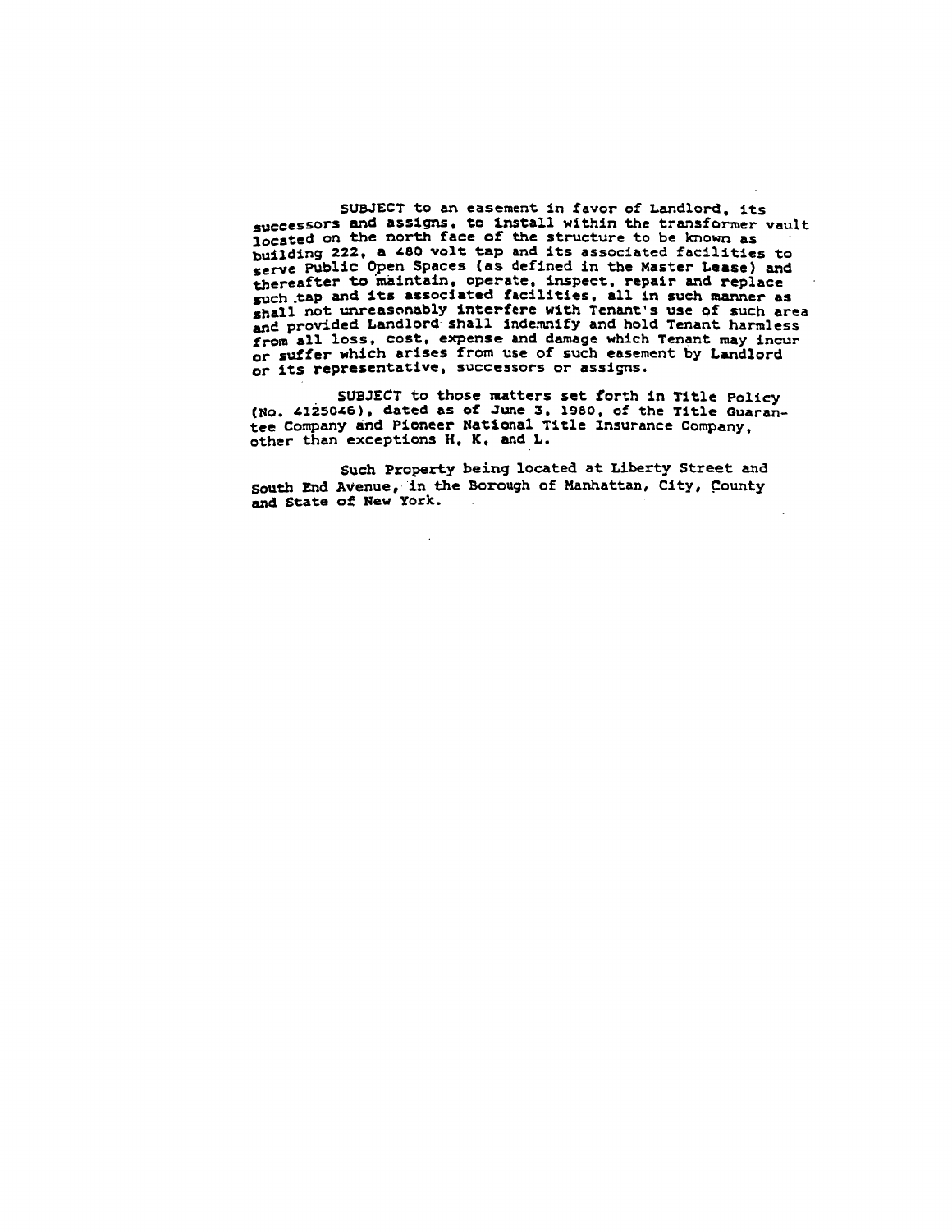SUBJECT to an easement in favor of Landlord, its successors and assigns, to install within the transformer vault located on the north face of the structure to be known as building 222, a 480 volt tap and its associated facilities to serve Public Open Spaces (as defined in the Master Lease) and thereafter to maintain, operate, inspect, repair and replace such tap and its associated facilities, all in such manner as shall not unreasonably interfere with Tenant's use of such area and provided Landlord shall indemnify and hold Tenant harmless from all loss, cost, expense and damage which Tenant may incur or suffer which arises from use of such easement by Landlord or its representative, successors or assigns.

SUBJECT to those matters set forth in Title Policy (No. 4125046), dated as of June 3, 1980, of the Title Guarantee Company and Pioneer National Title Insurance Company, other than exceptions H, K, and L.

Such Property being located at Liberty Street and South End Avenue, in the Borough of Manhattan, City, County and State of New York.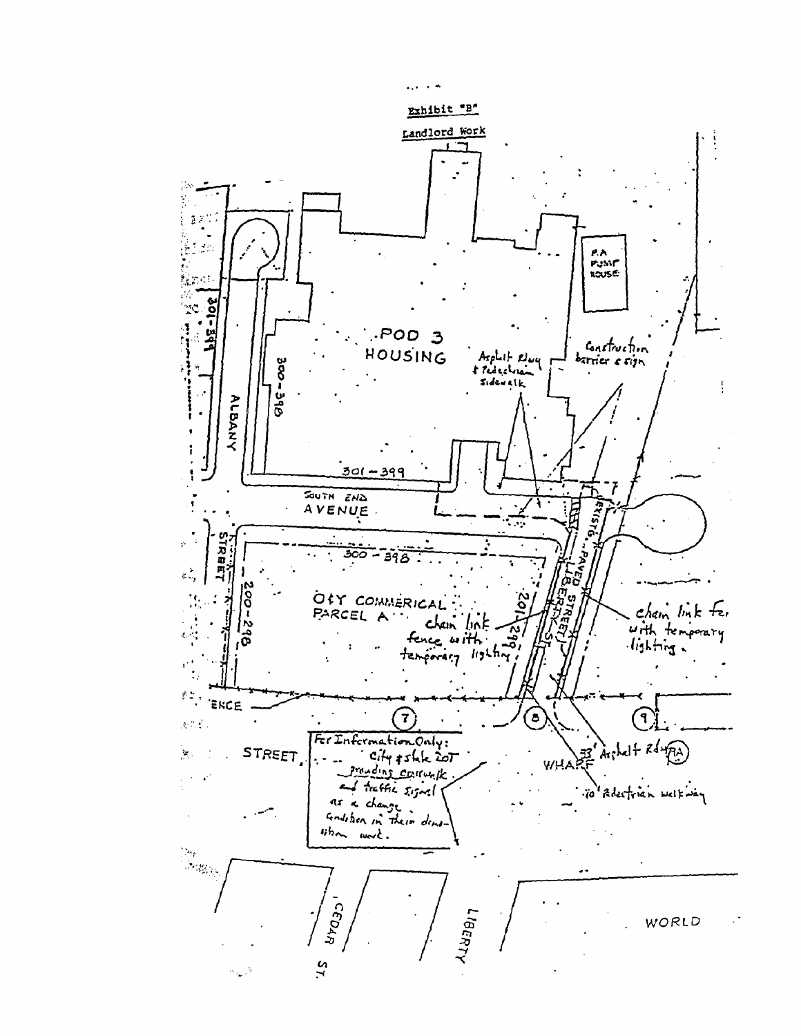Exhibit "B"

Landlord Work

P.A. PUMP HOUSE

POD 3 HOUSING

Asphalt Rdwy & Pedestrian Sidewalk

Construction barrier & sign

301-399

300-398

ALBANY

301 – 399

SOUTH END AVENUE

STREET

300 – 398

200-298

O&Y COMMERICAL PARCEL A

chain link fence with temporary lighting

201-299

EXIST'G. PAVED STREET

LIBERTY ST.

chain link fence with temporary lighting.

FENCE

7

8

9

For Information Only: City & State DOT providing crosswalk and traffic signal as a change condition in their demolition work.

STREET

WHARF

33' Asphalt Rdwy (RA)

10' Pedestrian walkway

CEDAR ST.

LIBERTY

WORLD